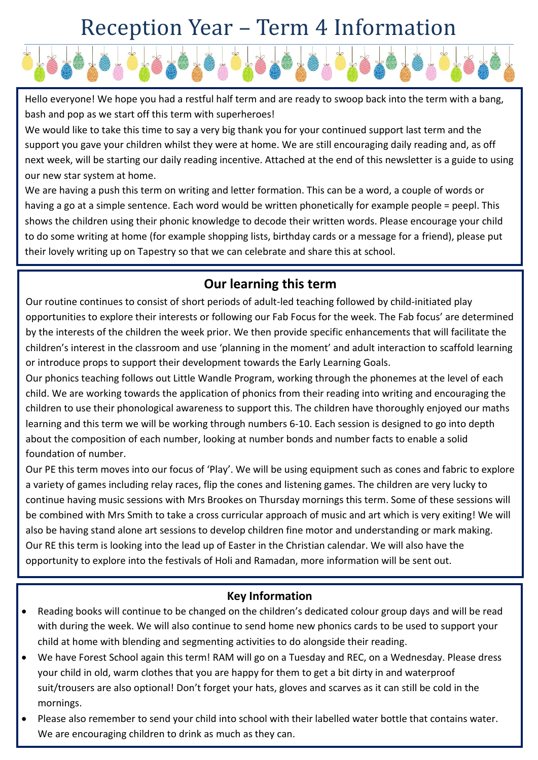# Reception Year – Term 4 Information

Hello everyone! We hope you had a restful half term and are ready to swoop back into the term with a bang, bash and pop as we start off this term with superheroes!

We would like to take this time to say a very big thank you for your continued support last term and the support you gave your children whilst they were at home. We are still encouraging daily reading and, as off next week, will be starting our daily reading incentive. Attached at the end of this newsletter is a guide to using our new star system at home.

We are having a push this term on writing and letter formation. This can be a word, a couple of words or having a go at a simple sentence. Each word would be written phonetically for example people = peepl. This shows the children using their phonic knowledge to decode their written words. Please encourage your child to do some writing at home (for example shopping lists, birthday cards or a message for a friend), please put their lovely writing up on Tapestry so that we can celebrate and share this at school.

## Our learning this term

Our routine continues to consist of short periods of adult-led teaching followed by child-initiated play opportunities to explore their interests or following our Fab Focus for the week. The Fab focus' are determined by the interests of the children the week prior. We then provide specific enhancements that will facilitate the children's interest in the classroom and use 'planning in the moment' and adult interaction to scaffold learning or introduce props to support their development towards the Early Learning Goals.

Our phonics teaching follows out Little Wandle Program, working through the phonemes at the level of each child. We are working towards the application of phonics from their reading into writing and encouraging the children to use their phonological awareness to support this. The children have thoroughly enjoyed our maths learning and this term we will be working through numbers 6-10. Each session is designed to go into depth about the composition of each number, looking at number bonds and number facts to enable a solid foundation of number.

Our PE this term moves into our focus of 'Play'. We will be using equipment such as cones and fabric to explore a variety of games including relay races, flip the cones and listening games. The children are very lucky to continue having music sessions with Mrs Brookes on Thursday mornings this term. Some of these sessions will be combined with Mrs Smith to take a cross curricular approach of music and art which is very exiting! We will also be having stand alone art sessions to develop children fine motor and understanding or mark making.

Our RE this term is looking into the lead up of Easter in the Christian calendar. We will also have the opportunity to explore into the festivals of Holi and Ramadan, more information will be sent out.

### Key Information

- Reading books will continue to be changed on the children's dedicated colour group days and will be read with during the week. We will also continue to send home new phonics cards to be used to support your child at home with blending and segmenting activities to do alongside their reading.
- We have Forest School again this term! RAM will go on a Tuesday and REC, on a Wednesday. Please dress your child in old, warm clothes that you are happy for them to get a bit dirty in and waterproof suit/trousers are also optional! Don't forget your hats, gloves and scarves as it can still be cold in the mornings.
- Please also remember to send your child into school with their labelled water bottle that contains water. We are encouraging children to drink as much as they can.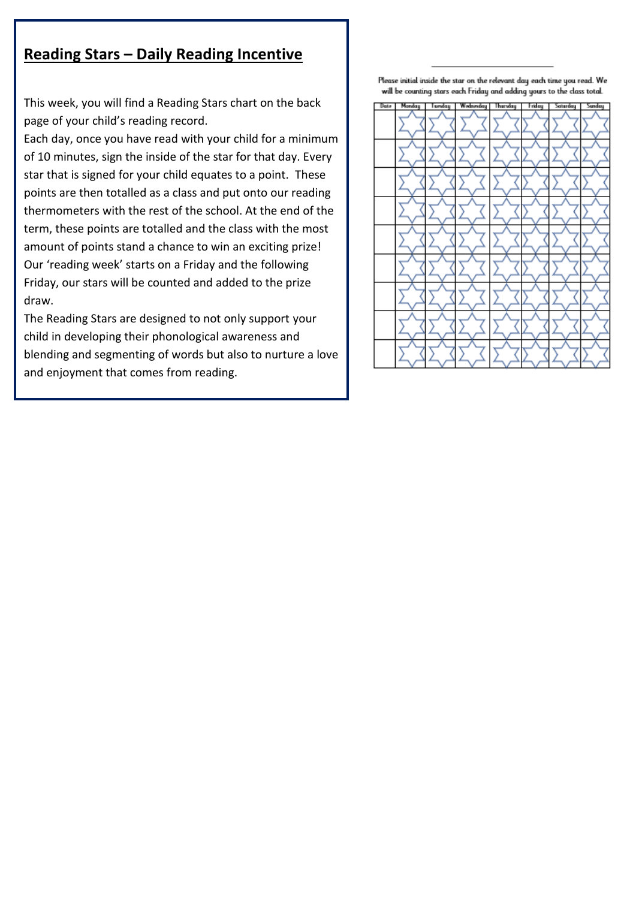## Reading Stars – Daily Reading Incentive

This week, you will find a Reading Stars chart on the back page of your child's reading record.

Each day, once you have read with your child for a minimum of 10 minutes, sign the inside of the star for that day. Every star that is signed for your child equates to a point. These points are then totalled as a class and put onto our reading thermometers with the rest of the school. At the end of the term, these points are totalled and the class with the most amount of points stand a chance to win an exciting prize! Our 'reading week' starts on a Friday and the following Friday, our stars will be counted and added to the prize draw.

The Reading Stars are designed to not only support your child in developing their phonological awareness and blending and segmenting of words but also to nurture a love and enjoyment that comes from reading.

Please initial inside the star on the relevant day each time you read. We will be counting stars each Friday and adding yours to the class total.

| Date | Monday | Tuesday | Wednesday | Thursday | Friday | Saturday | Sunday |
|---|---|---|---|---|---|---|---|
| | ☆ | ☆ | ☆ | ☆ | ☆ | ☆ | ☆ |
| | ☆ | ☆ | ☆ | ☆ | ☆ | ☆ | ☆ |
| | ☆ | ☆ | ☆ | ☆ | ☆ | ☆ | ☆ |
| | ☆ | ☆ | ☆ | ☆ | ☆ | ☆ | ☆ |
| | ☆ | ☆ | ☆ | ☆ | ☆ | ☆ | ☆ |
| | ☆ | ☆ | ☆ | ☆ | ☆ | ☆ | ☆ |
| | ☆ | ☆ | ☆ | ☆ | ☆ | ☆ | ☆ |
| | ☆ | ☆ | ☆ | ☆ | ☆ | ☆ | ☆ |
| | ☆ | ☆ | ☆ | ☆ | ☆ | ☆ | ☆ |